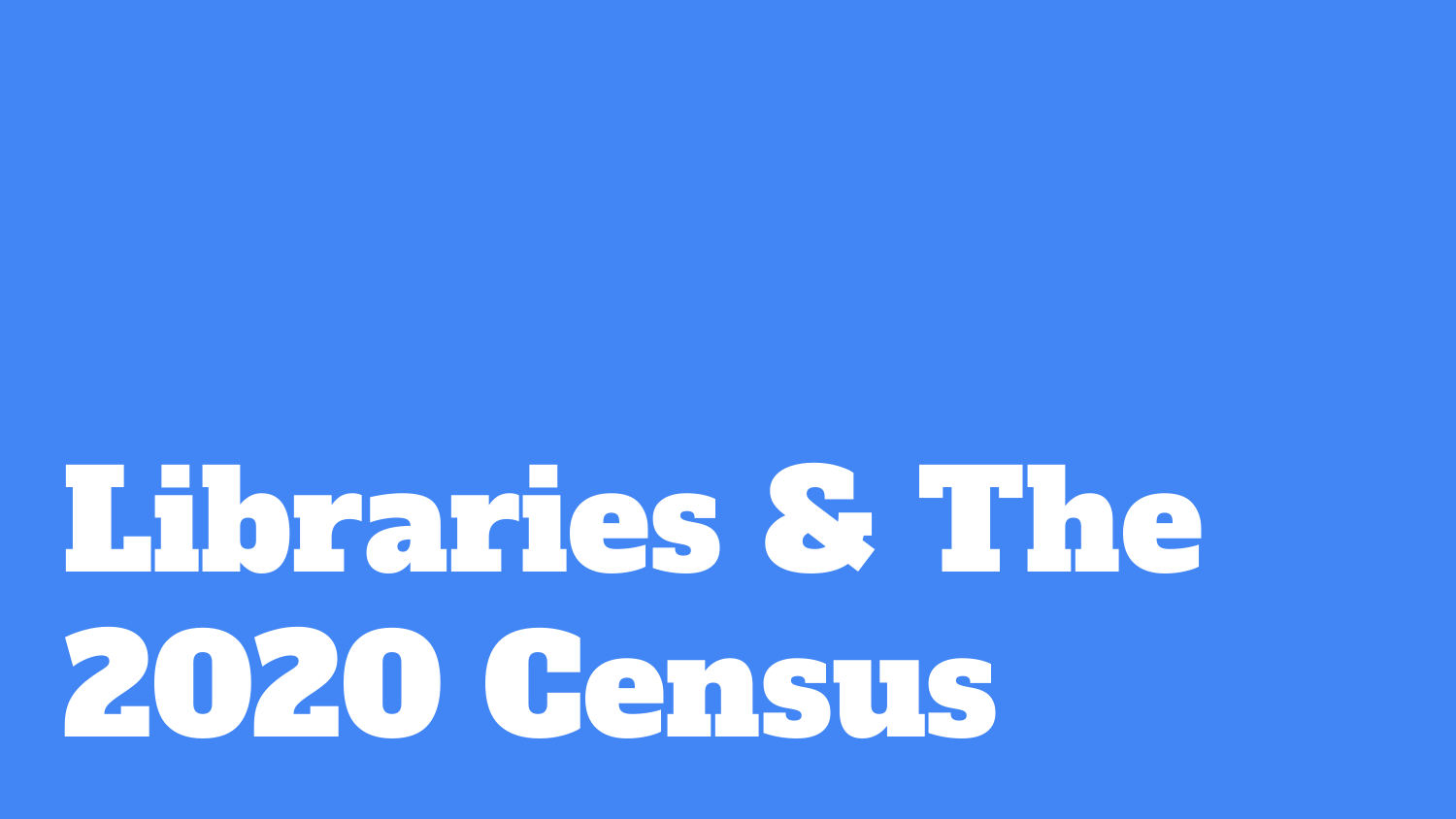# Libraries & The 2020 Census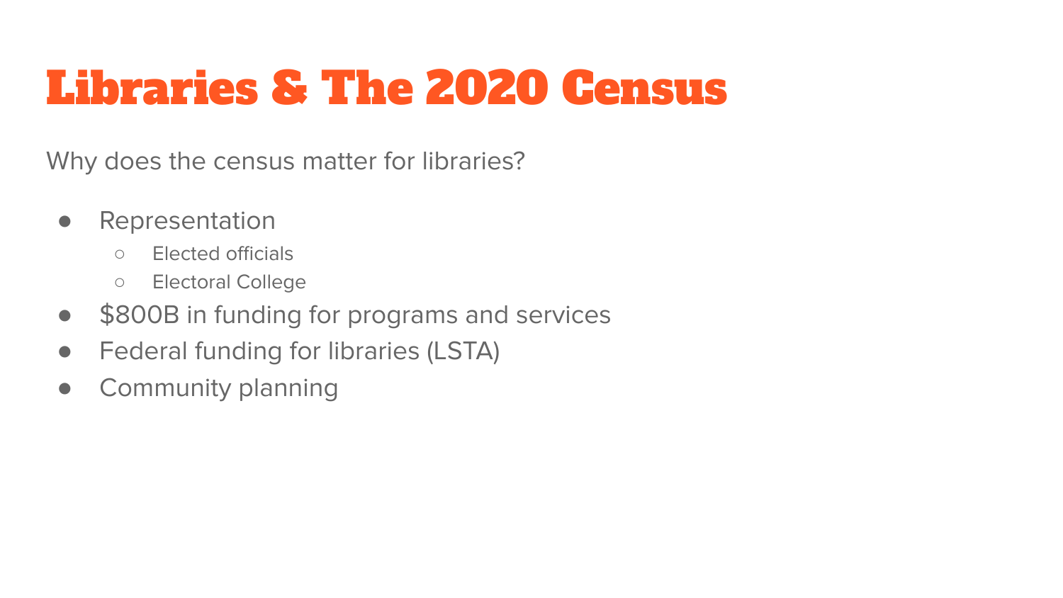# Libraries & The 2020 Census

Why does the census matter for libraries?

- Representation
  - Elected officials
  - Electoral College
- $800B in funding for programs and services
- Federal funding for libraries (LSTA)
- Community planning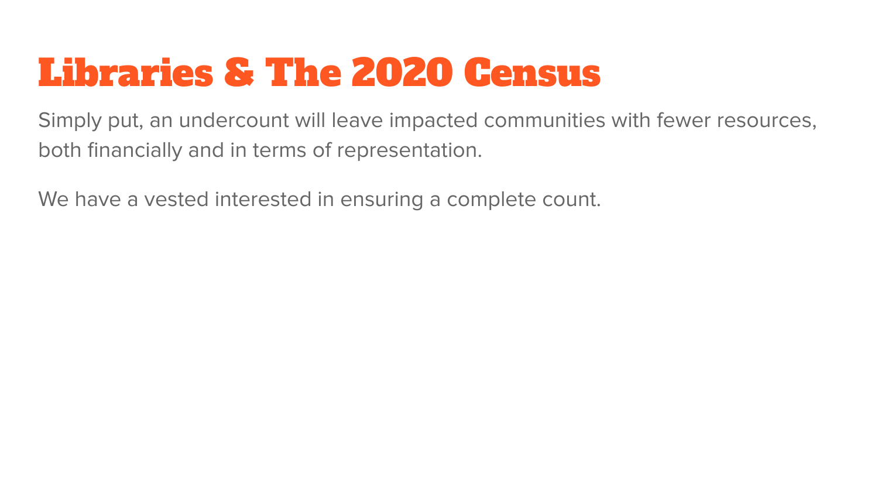# Libraries & The 2020 Census

Simply put, an undercount will leave impacted communities with fewer resources, both financially and in terms of representation.

We have a vested interested in ensuring a complete count.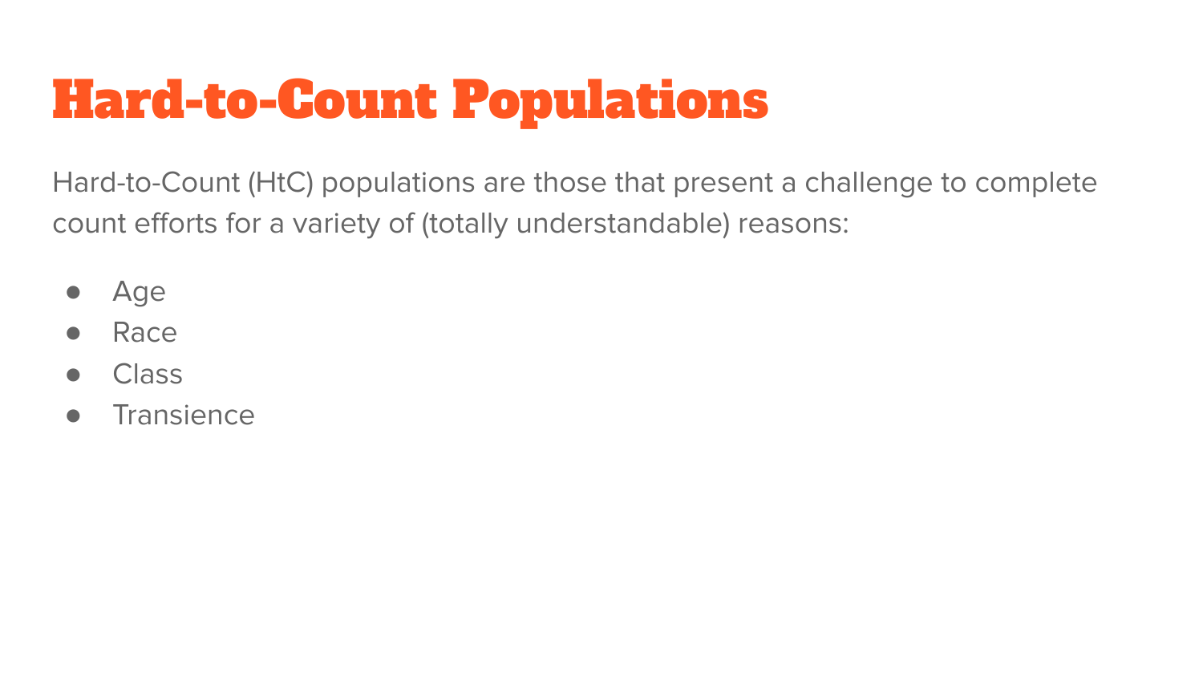# Hard-to-Count Populations

Hard-to-Count (HtC) populations are those that present a challenge to complete count efforts for a variety of (totally understandable) reasons:

- Age
- Race
- Class
- Transience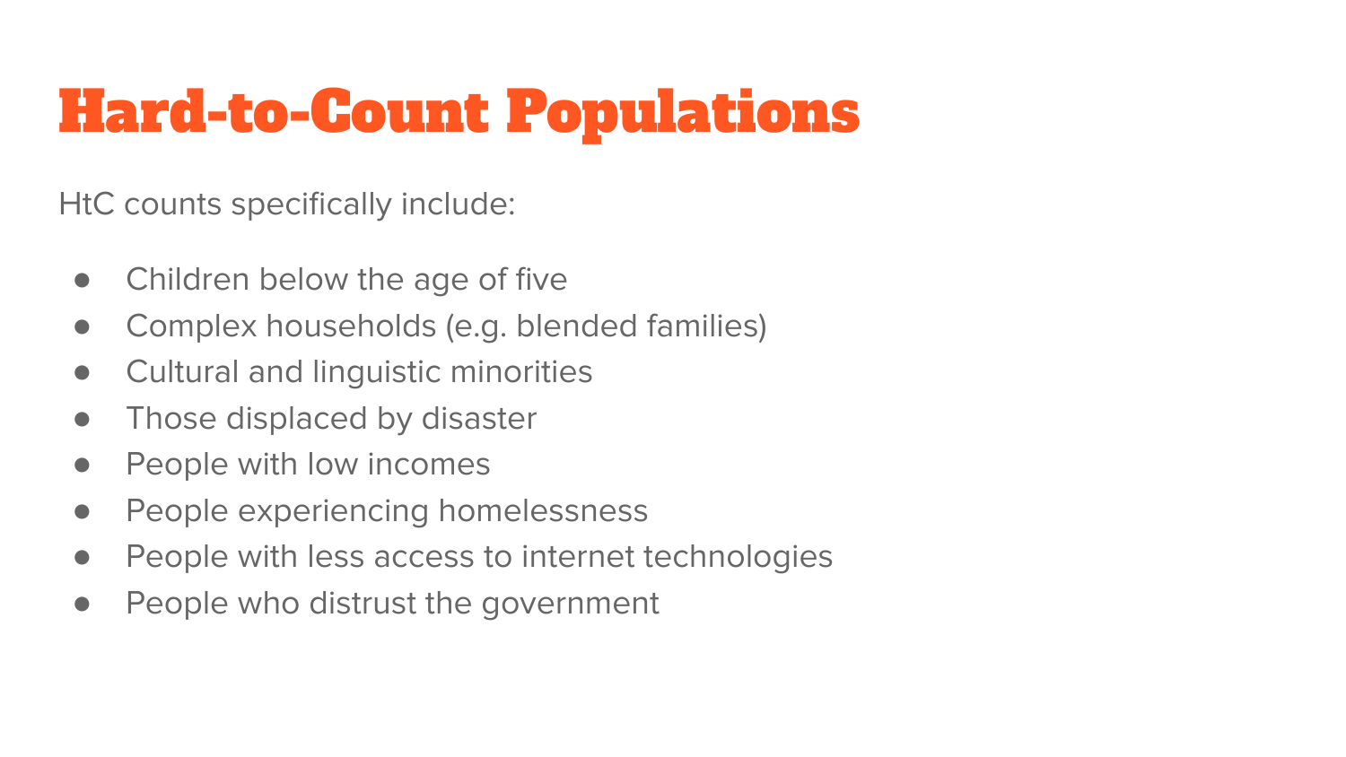# Hard-to-Count Populations

HtC counts specifically include:

- Children below the age of five
- Complex households (e.g. blended families)
- Cultural and linguistic minorities
- Those displaced by disaster
- People with low incomes
- People experiencing homelessness
- People with less access to internet technologies
- People who distrust the government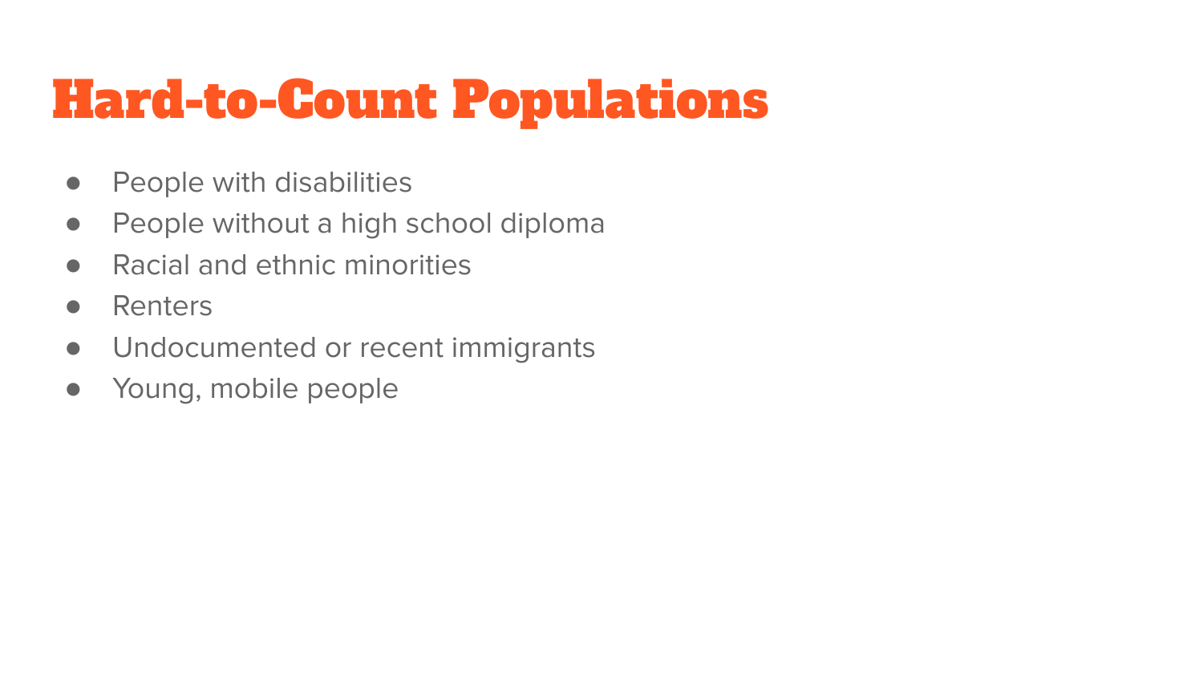# Hard-to-Count Populations

- People with disabilities
- People without a high school diploma
- Racial and ethnic minorities
- Renters
- Undocumented or recent immigrants
- Young, mobile people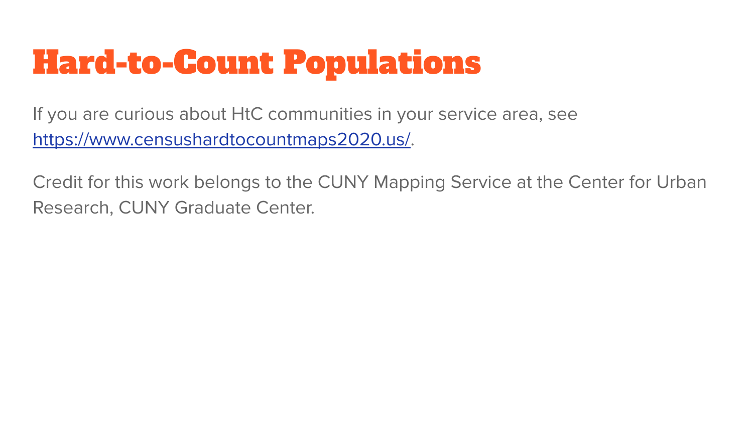# Hard-to-Count Populations

If you are curious about HtC communities in your service area, see [https://www.censushardtocountmaps2020.us/](https://www.censushardtocountmaps2020.us/).

Credit for this work belongs to the CUNY Mapping Service at the Center for Urban Research, CUNY Graduate Center.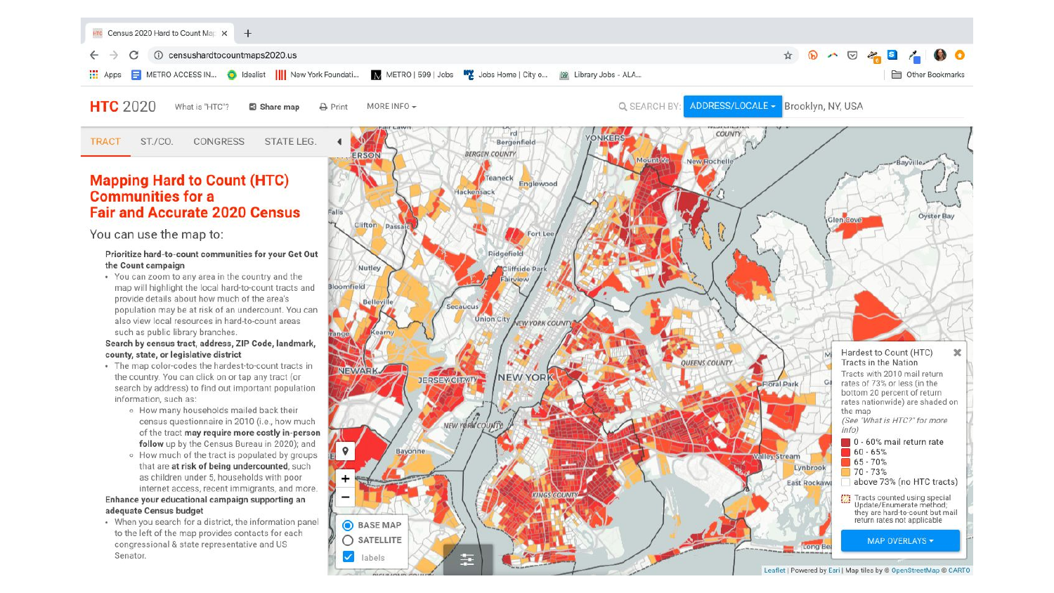HTC 2020 | What is "HTC"? | Share map | Print | MORE INFO

SEARCH BY: ADDRESS/LOCALE | Brooklyn, NY, USA

TRACT | ST./CO. | CONGRESS | STATE LEG.

# Mapping Hard to Count (HTC) Communities for a Fair and Accurate 2020 Census

You can use the map to:

**Prioritize hard-to-count communities for your Get Out the Count campaign**

- You can zoom to any area in the country and the map will highlight the local hard-to-count tracts and provide details about how much of the area's population may be at risk of an undercount. You can also view local resources in hard-to-count areas such as public library branches.

**Search by census tract, address, ZIP Code, landmark, county, state, or legislative district**

- The map color-codes the hardest-to-count tracts in the country. You can click on or tap any tract (or search by address) to find out important population information, such as:
  - How many households mailed back their census questionnaire in 2010 (i.e., how much of the tract **may require more costly in-person follow** up by the Census Bureau in 2020); and
  - How much of the tract is populated by groups that are **at risk of being undercounted**, such as children under 5, households with poor internet access, recent immigrants, and more.

**Enhance your educational campaign supporting an adequate Census budget**

- When you search for a district, the information panel to the left of the map provides contacts for each congressional & state representative and US Senator.

Hardest to Count (HTC) Tracts in the Nation

Tracts with 2010 mail return rates of 73% or less (in the bottom 20 percent of return rates nationwide) are shaded on the map

*(See "What is HTC?" for more info)*

- 0 - 60% mail return rate
- 60 - 65%
- 65 - 70%
- 70 - 73%
- above 73% (no HTC tracts)
- Tracts counted using special Update/Enumerate method; they are hard-to-count but mail return rates not applicable

MAP OVERLAYS

BASE MAP | SATELLITE | labels

Leaflet | Powered by Esri | Map tiles by © OpenStreetMap © CARTO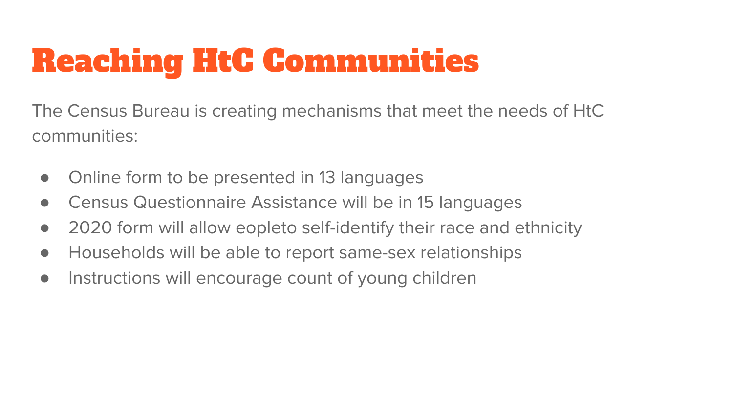# Reaching HtC Communities

The Census Bureau is creating mechanisms that meet the needs of HtC communities:

- Online form to be presented in 13 languages
- Census Questionnaire Assistance will be in 15 languages
- 2020 form will allow eopleto self-identify their race and ethnicity
- Households will be able to report same-sex relationships
- Instructions will encourage count of young children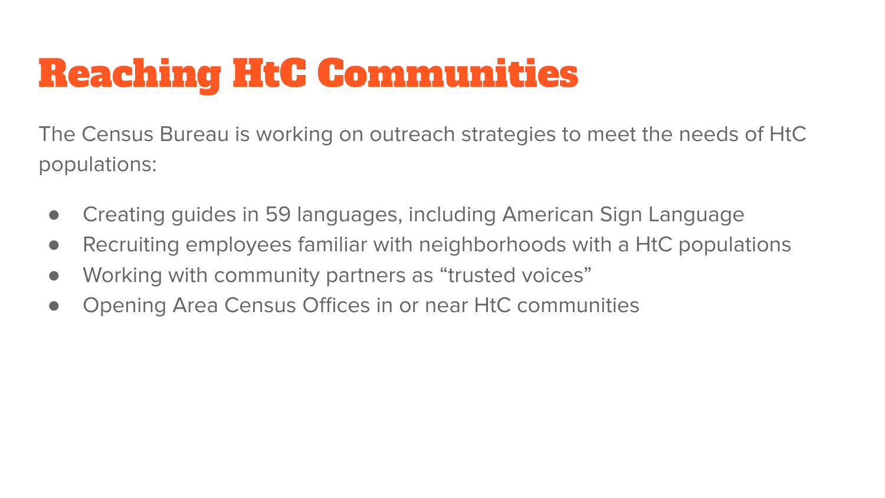# Reaching HtC Communities

The Census Bureau is working on outreach strategies to meet the needs of HtC populations:

- Creating guides in 59 languages, including American Sign Language
- Recruiting employees familiar with neighborhoods with a HtC populations
- Working with community partners as “trusted voices”
- Opening Area Census Offices in or near HtC communities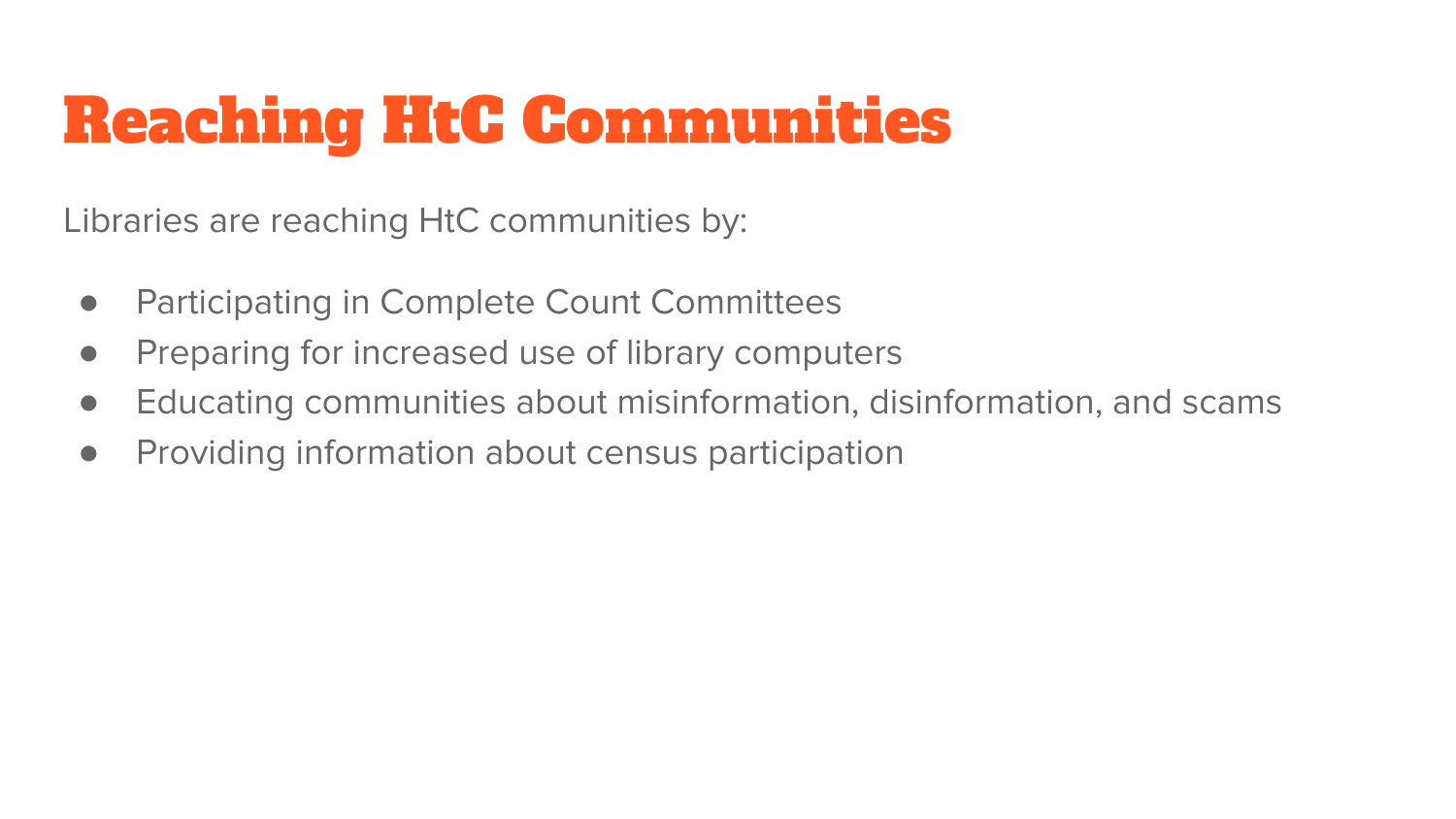# Reaching HtC Communities

Libraries are reaching HtC communities by:

- Participating in Complete Count Committees
- Preparing for increased use of library computers
- Educating communities about misinformation, disinformation, and scams
- Providing information about census participation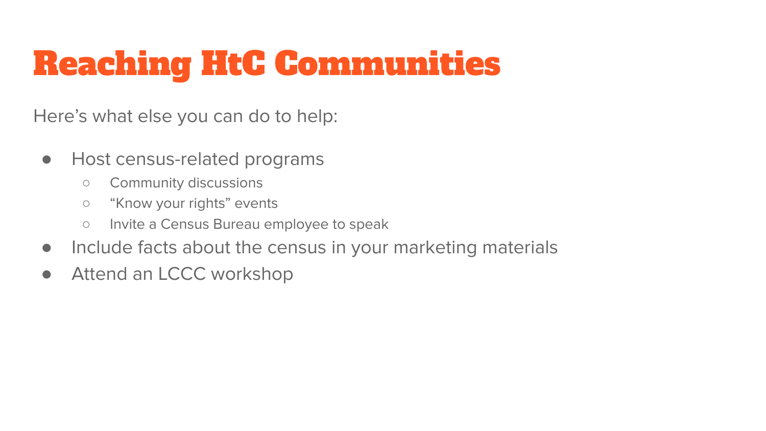# Reaching HtC Communities

Here's what else you can do to help:

- Host census-related programs
  - Community discussions
  - "Know your rights" events
  - Invite a Census Bureau employee to speak
- Include facts about the census in your marketing materials
- Attend an LCCC workshop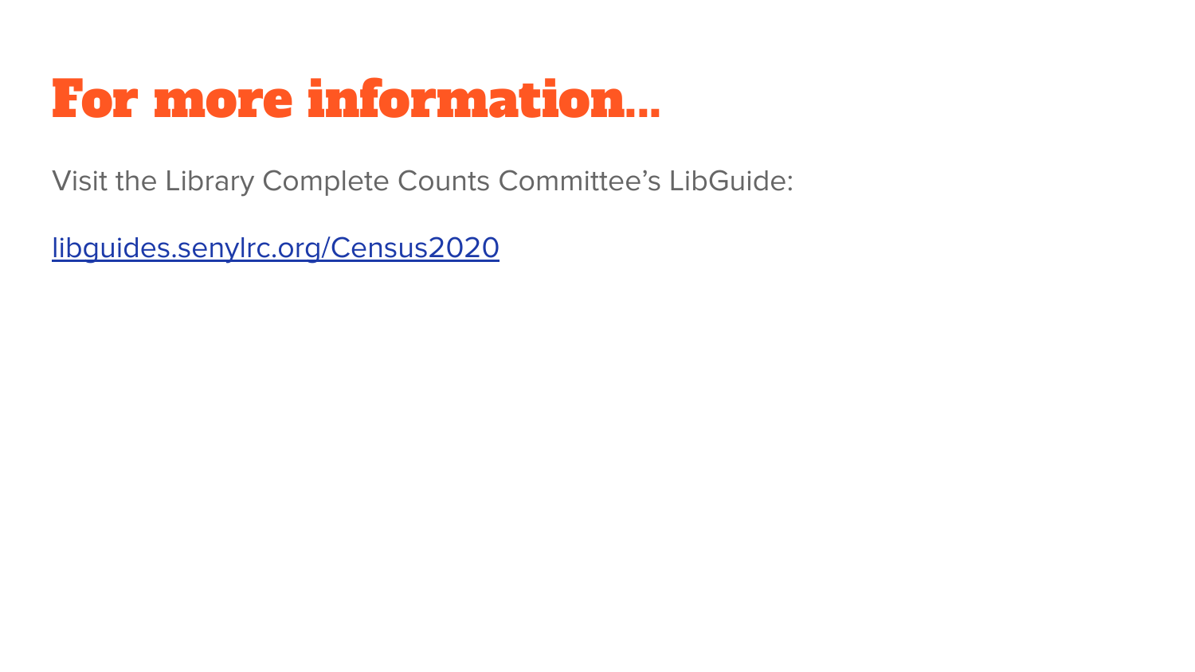# For more information…

Visit the Library Complete Counts Committee’s LibGuide:

[libguides.senylrc.org/Census2020](libguides.senylrc.org/Census2020)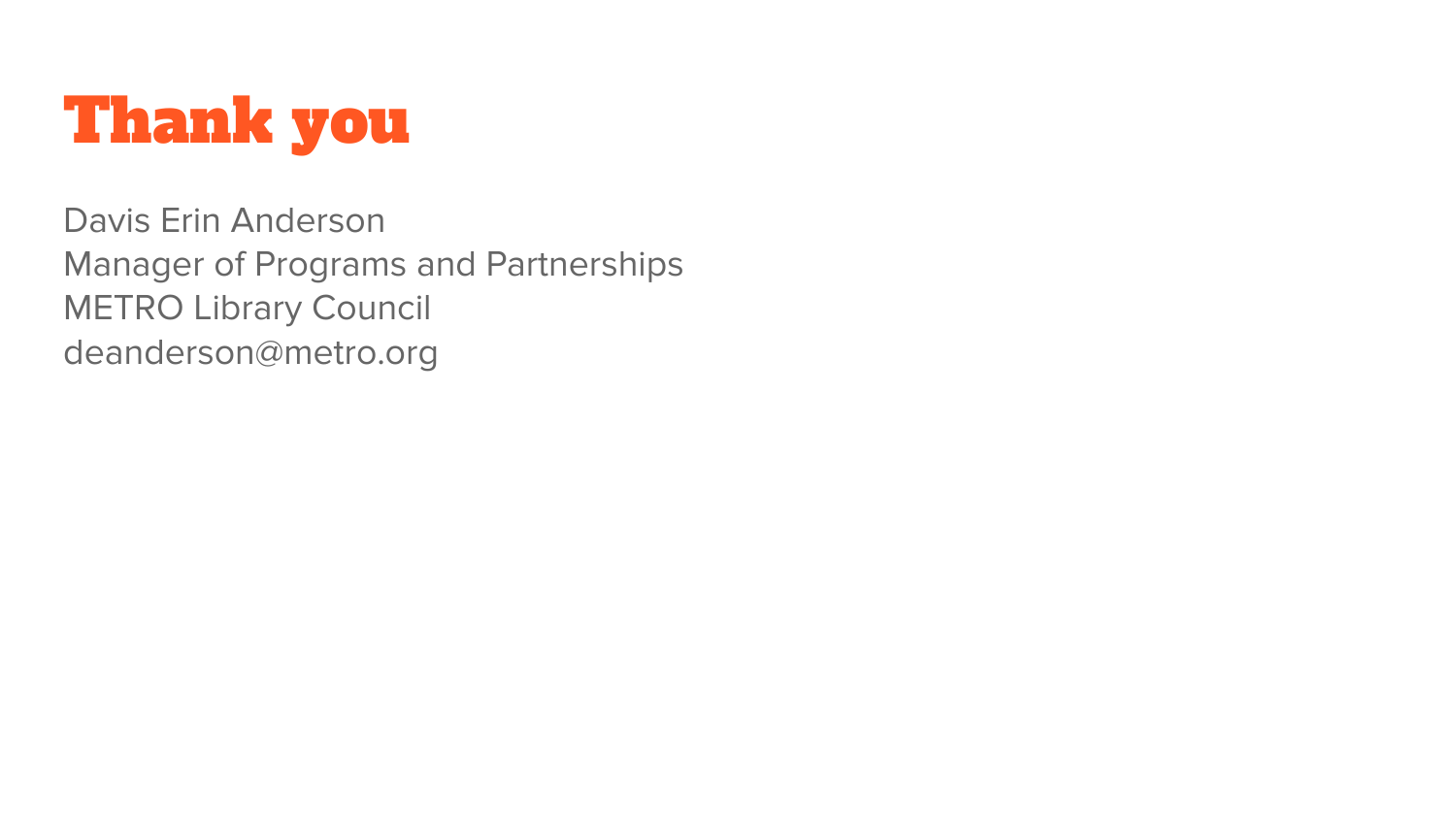# Thank you

Davis Erin Anderson
Manager of Programs and Partnerships
METRO Library Council
deanderson@metro.org